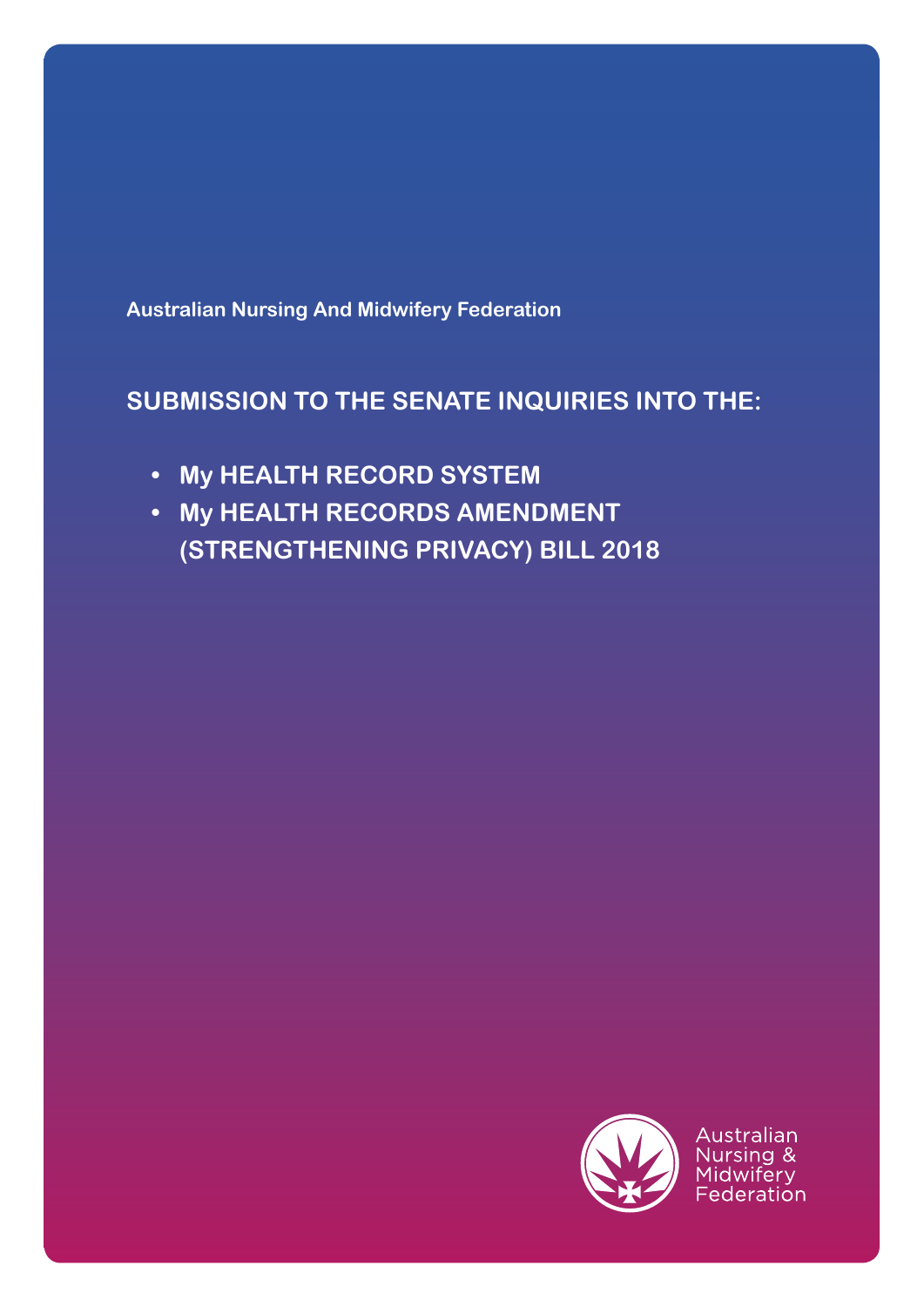Australian Nursing And Midwifery Federation

# SUBMISSION TO THE SENATE INQUIRIES INTO THE:

- **My HEALTH RECORD SYSTEM**
- **My HEALTH RECORDS AMENDMENT (STRENGTHENING PRIVACY) BILL 2018**

Australian Nursing & Midwifery Federation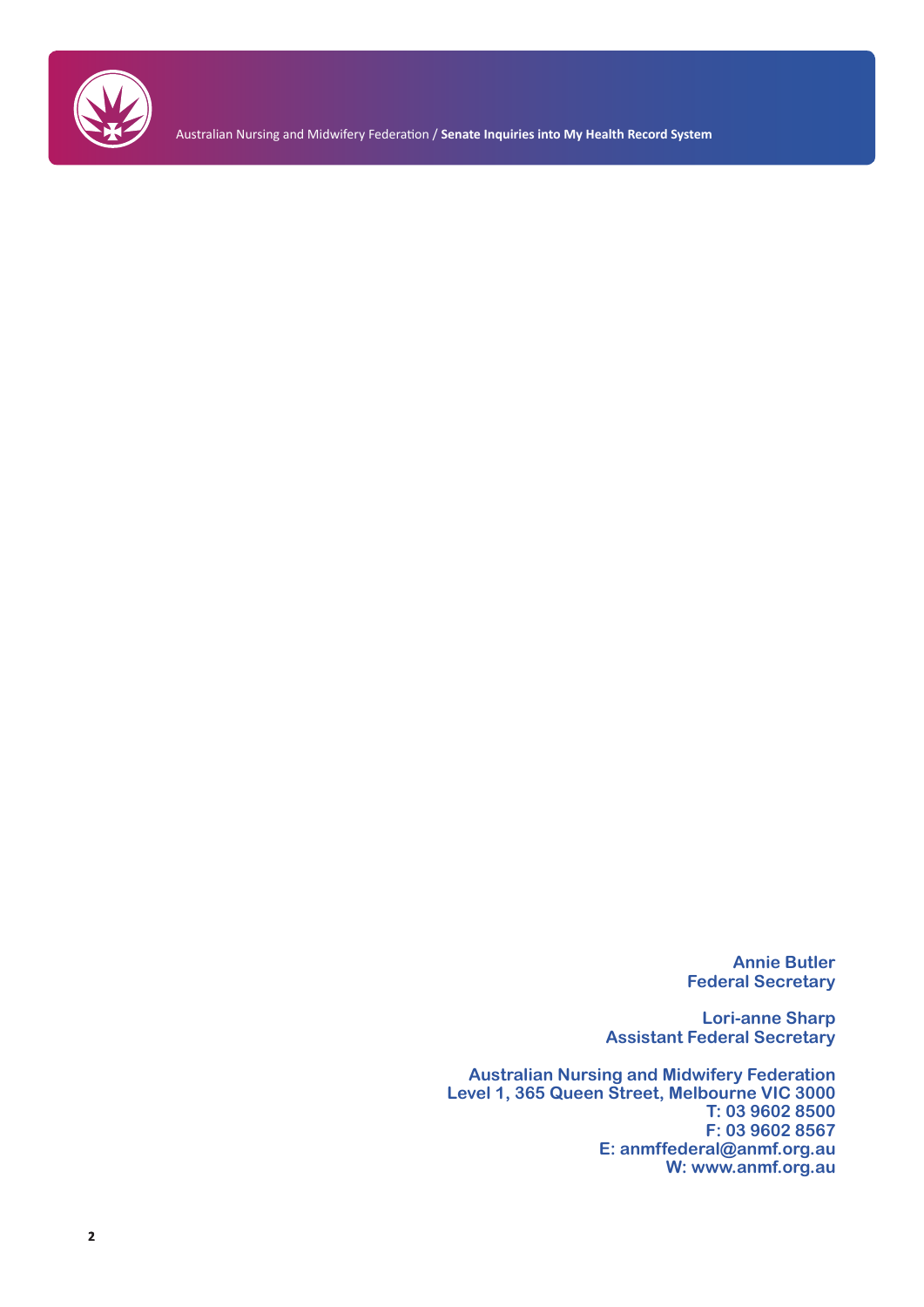**Annie Butler**
**Federal Secretary**

**Lori-anne Sharp**
**Assistant Federal Secretary**

**Australian Nursing and Midwifery Federation**
**Level 1, 365 Queen Street, Melbourne VIC 3000**
**T: 03 9602 8500**
**F: 03 9602 8567**
**E: anmffederal@anmf.org.au**
**W: www.anmf.org.au**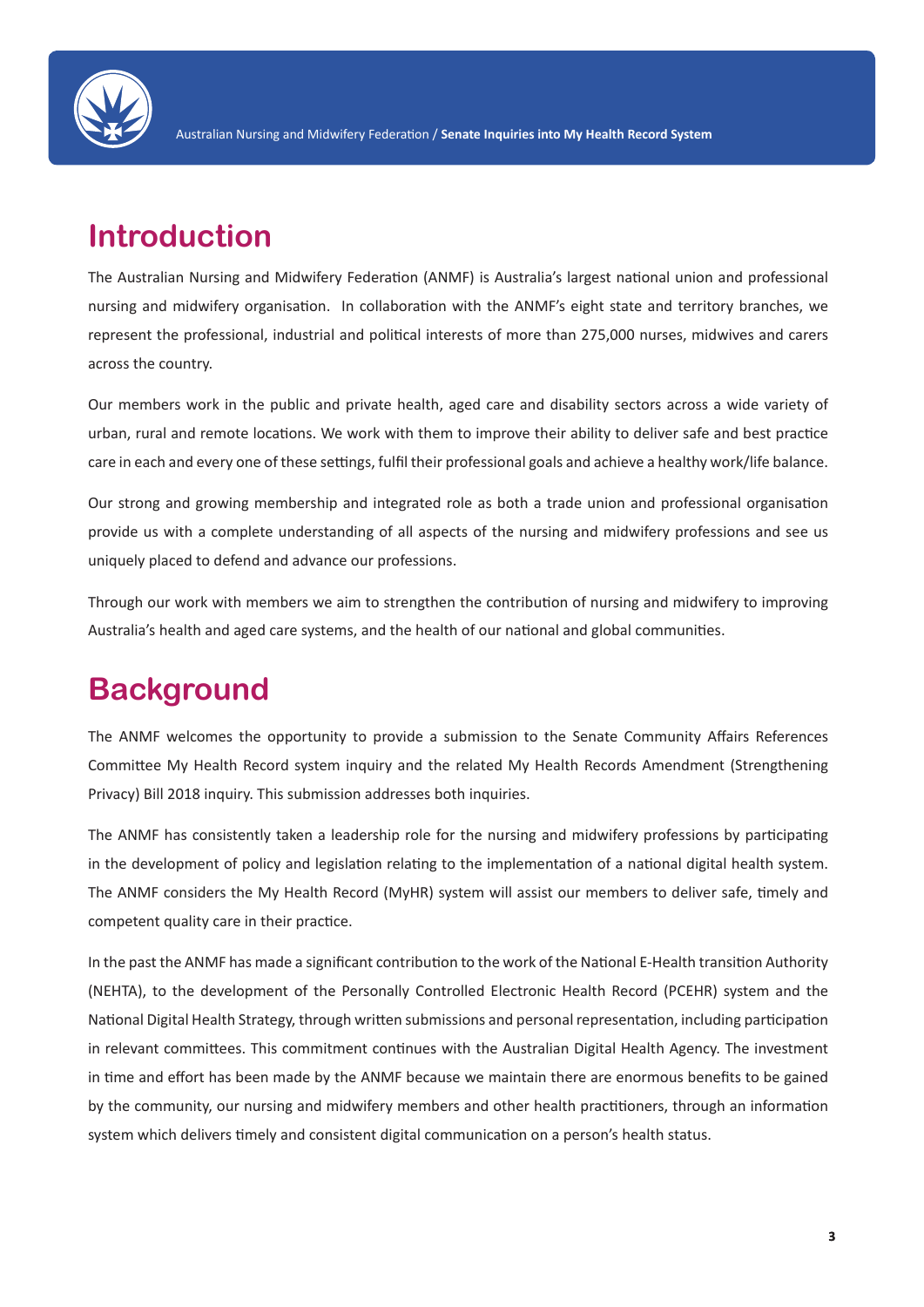# Introduction

The Australian Nursing and Midwifery Federation (ANMF) is Australia's largest national union and professional nursing and midwifery organisation. In collaboration with the ANMF's eight state and territory branches, we represent the professional, industrial and political interests of more than 275,000 nurses, midwives and carers across the country.

Our members work in the public and private health, aged care and disability sectors across a wide variety of urban, rural and remote locations. We work with them to improve their ability to deliver safe and best practice care in each and every one of these settings, fulfil their professional goals and achieve a healthy work/life balance.

Our strong and growing membership and integrated role as both a trade union and professional organisation provide us with a complete understanding of all aspects of the nursing and midwifery professions and see us uniquely placed to defend and advance our professions.

Through our work with members we aim to strengthen the contribution of nursing and midwifery to improving Australia's health and aged care systems, and the health of our national and global communities.

# Background

The ANMF welcomes the opportunity to provide a submission to the Senate Community Affairs References Committee My Health Record system inquiry and the related My Health Records Amendment (Strengthening Privacy) Bill 2018 inquiry. This submission addresses both inquiries.

The ANMF has consistently taken a leadership role for the nursing and midwifery professions by participating in the development of policy and legislation relating to the implementation of a national digital health system. The ANMF considers the My Health Record (MyHR) system will assist our members to deliver safe, timely and competent quality care in their practice.

In the past the ANMF has made a significant contribution to the work of the National E-Health transition Authority (NEHTA), to the development of the Personally Controlled Electronic Health Record (PCEHR) system and the National Digital Health Strategy, through written submissions and personal representation, including participation in relevant committees. This commitment continues with the Australian Digital Health Agency. The investment in time and effort has been made by the ANMF because we maintain there are enormous benefits to be gained by the community, our nursing and midwifery members and other health practitioners, through an information system which delivers timely and consistent digital communication on a person's health status.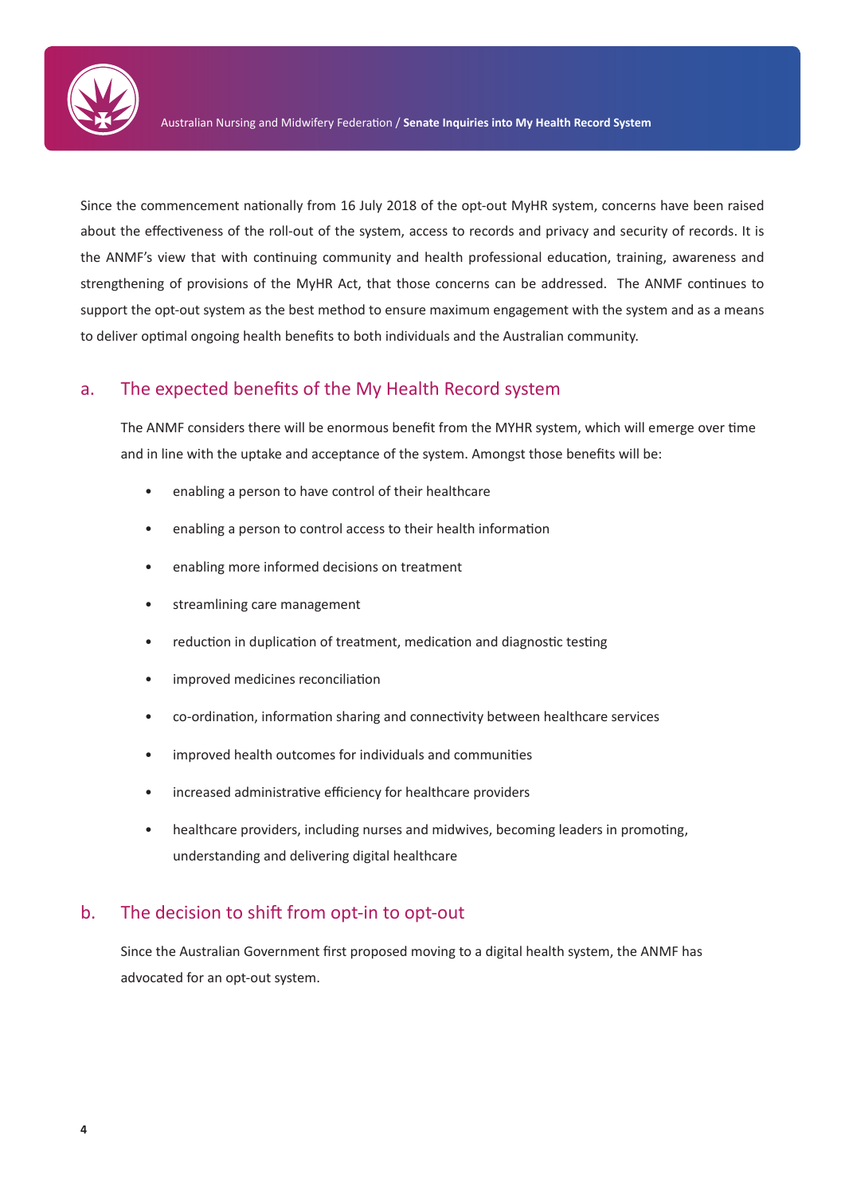Since the commencement nationally from 16 July 2018 of the opt-out MyHR system, concerns have been raised about the effectiveness of the roll-out of the system, access to records and privacy and security of records. It is the ANMF's view that with continuing community and health professional education, training, awareness and strengthening of provisions of the MyHR Act, that those concerns can be addressed. The ANMF continues to support the opt-out system as the best method to ensure maximum engagement with the system and as a means to deliver optimal ongoing health benefits to both individuals and the Australian community.

## a. The expected benefits of the My Health Record system

The ANMF considers there will be enormous benefit from the MYHR system, which will emerge over time and in line with the uptake and acceptance of the system. Amongst those benefits will be:

- enabling a person to have control of their healthcare
- enabling a person to control access to their health information
- enabling more informed decisions on treatment
- streamlining care management
- reduction in duplication of treatment, medication and diagnostic testing
- improved medicines reconciliation
- co-ordination, information sharing and connectivity between healthcare services
- improved health outcomes for individuals and communities
- increased administrative efficiency for healthcare providers
- healthcare providers, including nurses and midwives, becoming leaders in promoting, understanding and delivering digital healthcare

## b. The decision to shift from opt-in to opt-out

Since the Australian Government first proposed moving to a digital health system, the ANMF has advocated for an opt-out system.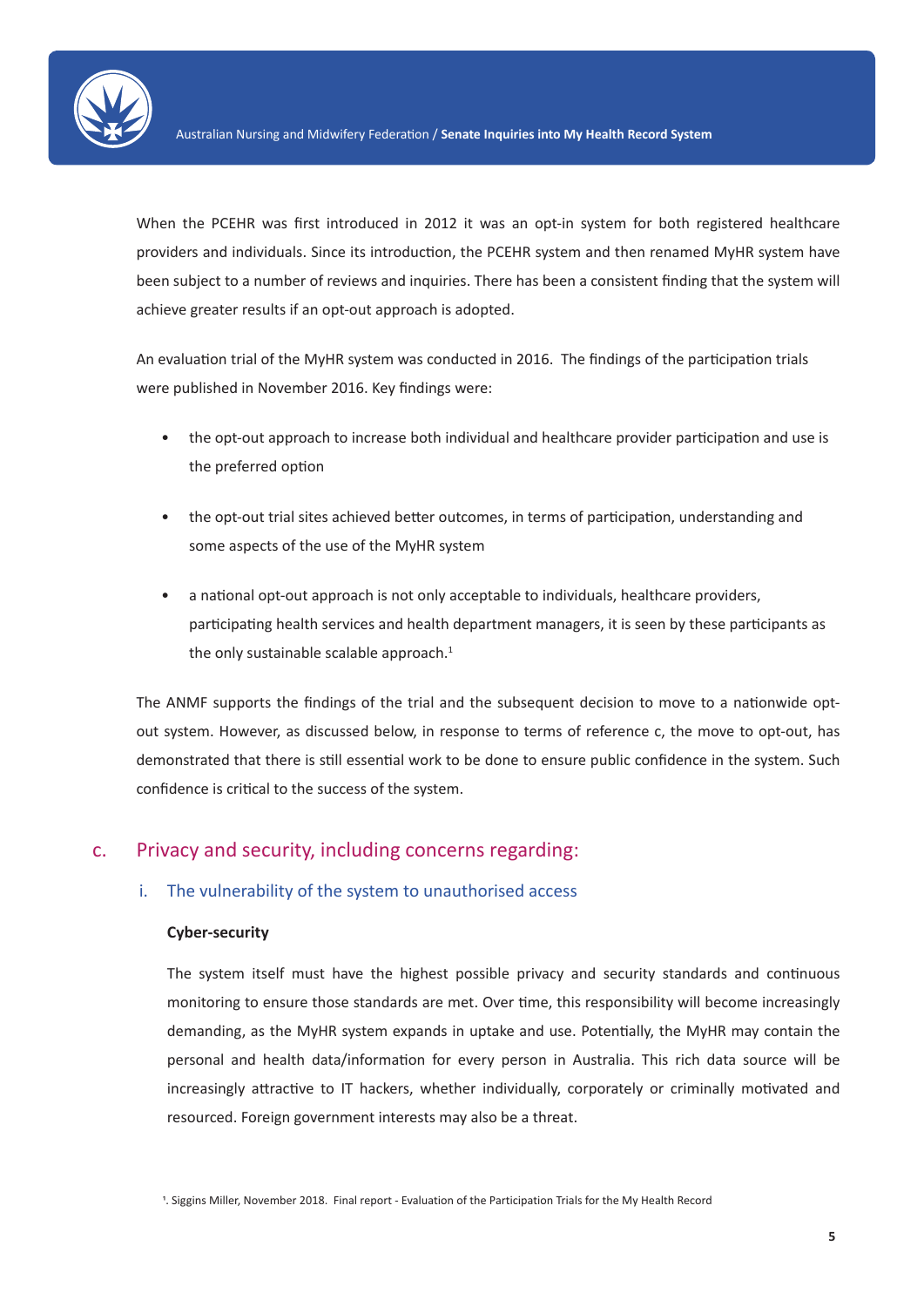When the PCEHR was first introduced in 2012 it was an opt-in system for both registered healthcare providers and individuals. Since its introduction, the PCEHR system and then renamed MyHR system have been subject to a number of reviews and inquiries. There has been a consistent finding that the system will achieve greater results if an opt-out approach is adopted.

An evaluation trial of the MyHR system was conducted in 2016. The findings of the participation trials were published in November 2016. Key findings were:

- the opt-out approach to increase both individual and healthcare provider participation and use is the preferred option
- the opt-out trial sites achieved better outcomes, in terms of participation, understanding and some aspects of the use of the MyHR system
- a national opt-out approach is not only acceptable to individuals, healthcare providers, participating health services and health department managers, it is seen by these participants as the only sustainable scalable approach.[1]

The ANMF supports the findings of the trial and the subsequent decision to move to a nationwide opt-out system. However, as discussed below, in response to terms of reference c, the move to opt-out, has demonstrated that there is still essential work to be done to ensure public confidence in the system. Such confidence is critical to the success of the system.

## c. Privacy and security, including concerns regarding:

### i. The vulnerability of the system to unauthorised access

**Cyber-security**

The system itself must have the highest possible privacy and security standards and continuous monitoring to ensure those standards are met. Over time, this responsibility will become increasingly demanding, as the MyHR system expands in uptake and use. Potentially, the MyHR may contain the personal and health data/information for every person in Australia. This rich data source will be increasingly attractive to IT hackers, whether individually, corporately or criminally motivated and resourced. Foreign government interests may also be a threat.

[1]. Siggins Miller, November 2018. Final report - Evaluation of the Participation Trials for the My Health Record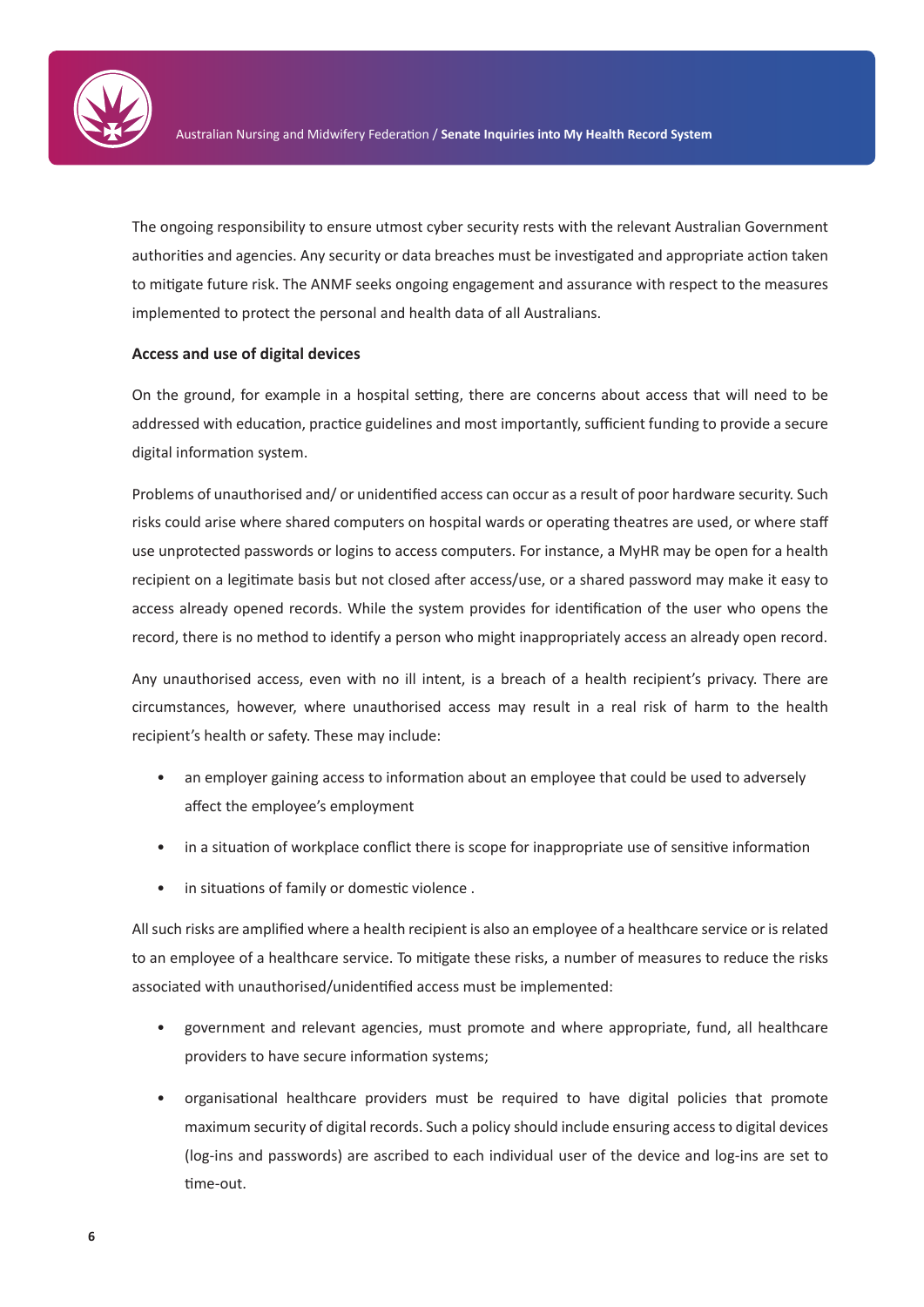The ongoing responsibility to ensure utmost cyber security rests with the relevant Australian Government authorities and agencies. Any security or data breaches must be investigated and appropriate action taken to mitigate future risk. The ANMF seeks ongoing engagement and assurance with respect to the measures implemented to protect the personal and health data of all Australians.

**Access and use of digital devices**

On the ground, for example in a hospital setting, there are concerns about access that will need to be addressed with education, practice guidelines and most importantly, sufficient funding to provide a secure digital information system.

Problems of unauthorised and/ or unidentified access can occur as a result of poor hardware security. Such risks could arise where shared computers on hospital wards or operating theatres are used, or where staff use unprotected passwords or logins to access computers. For instance, a MyHR may be open for a health recipient on a legitimate basis but not closed after access/use, or a shared password may make it easy to access already opened records. While the system provides for identification of the user who opens the record, there is no method to identify a person who might inappropriately access an already open record.

Any unauthorised access, even with no ill intent, is a breach of a health recipient's privacy. There are circumstances, however, where unauthorised access may result in a real risk of harm to the health recipient's health or safety. These may include:

- an employer gaining access to information about an employee that could be used to adversely affect the employee's employment
- in a situation of workplace conflict there is scope for inappropriate use of sensitive information
- in situations of family or domestic violence .

All such risks are amplified where a health recipient is also an employee of a healthcare service or is related to an employee of a healthcare service. To mitigate these risks, a number of measures to reduce the risks associated with unauthorised/unidentified access must be implemented:

- government and relevant agencies, must promote and where appropriate, fund, all healthcare providers to have secure information systems;
- organisational healthcare providers must be required to have digital policies that promote maximum security of digital records. Such a policy should include ensuring access to digital devices (log-ins and passwords) are ascribed to each individual user of the device and log-ins are set to time-out.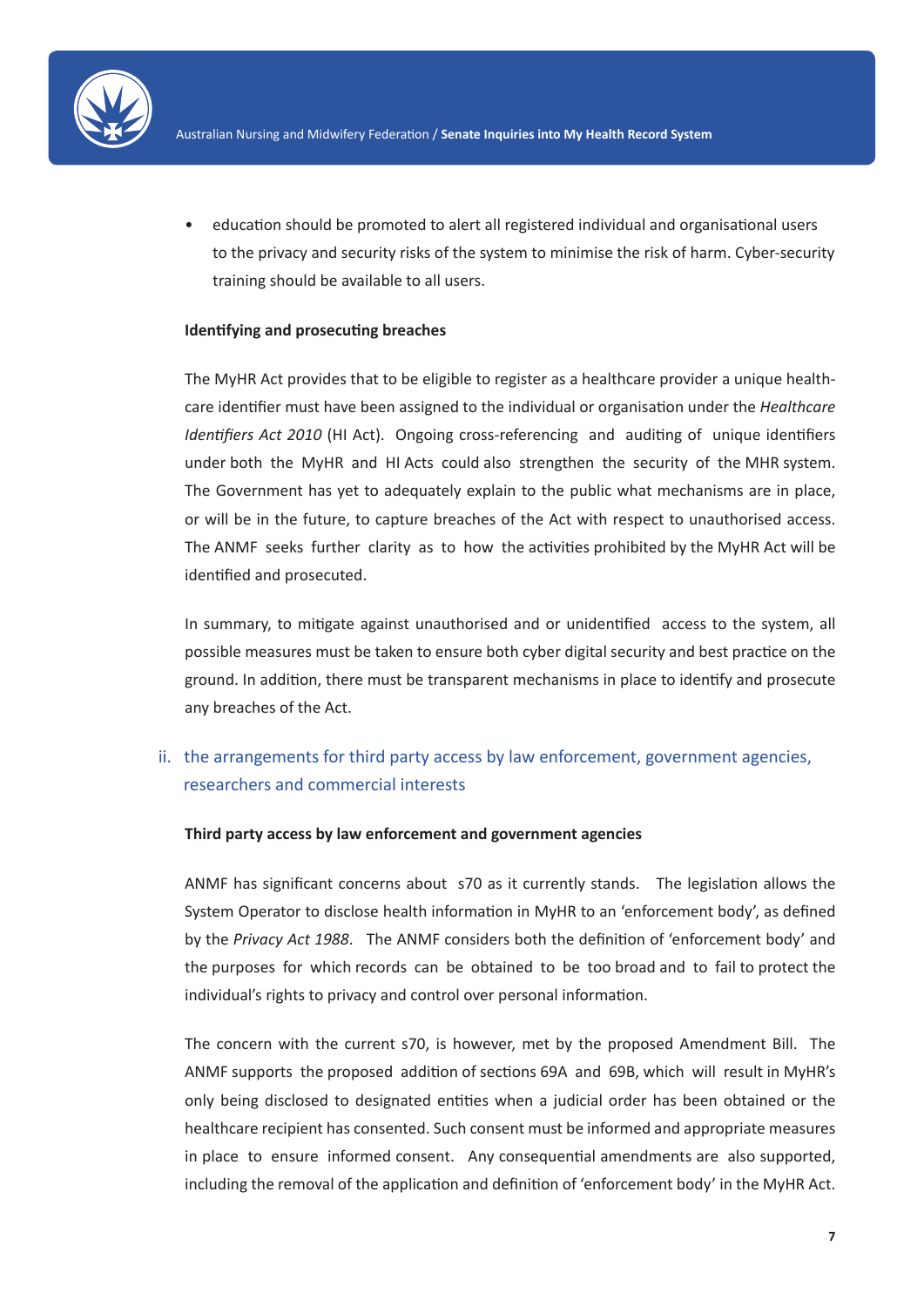- education should be promoted to alert all registered individual and organisational users to the privacy and security risks of the system to minimise the risk of harm. Cyber-security training should be available to all users.

**Identifying and prosecuting breaches**

The MyHR Act provides that to be eligible to register as a healthcare provider a unique health-care identifier must have been assigned to the individual or organisation under the *Healthcare Identifiers Act 2010* (HI Act). Ongoing cross-referencing and auditing of unique identifiers under both the MyHR and HI Acts could also strengthen the security of the MHR system. The Government has yet to adequately explain to the public what mechanisms are in place, or will be in the future, to capture breaches of the Act with respect to unauthorised access. The ANMF seeks further clarity as to how the activities prohibited by the MyHR Act will be identified and prosecuted.

In summary, to mitigate against unauthorised and or unidentified access to the system, all possible measures must be taken to ensure both cyber digital security and best practice on the ground. In addition, there must be transparent mechanisms in place to identify and prosecute any breaches of the Act.

## ii. the arrangements for third party access by law enforcement, government agencies, researchers and commercial interests

**Third party access by law enforcement and government agencies**

ANMF has significant concerns about s70 as it currently stands. The legislation allows the System Operator to disclose health information in MyHR to an 'enforcement body', as defined by the *Privacy Act 1988*. The ANMF considers both the definition of 'enforcement body' and the purposes for which records can be obtained to be too broad and to fail to protect the individual's rights to privacy and control over personal information.

The concern with the current s70, is however, met by the proposed Amendment Bill. The ANMF supports the proposed addition of sections 69A and 69B, which will result in MyHR's only being disclosed to designated entities when a judicial order has been obtained or the healthcare recipient has consented. Such consent must be informed and appropriate measures in place to ensure informed consent. Any consequential amendments are also supported, including the removal of the application and definition of 'enforcement body' in the MyHR Act.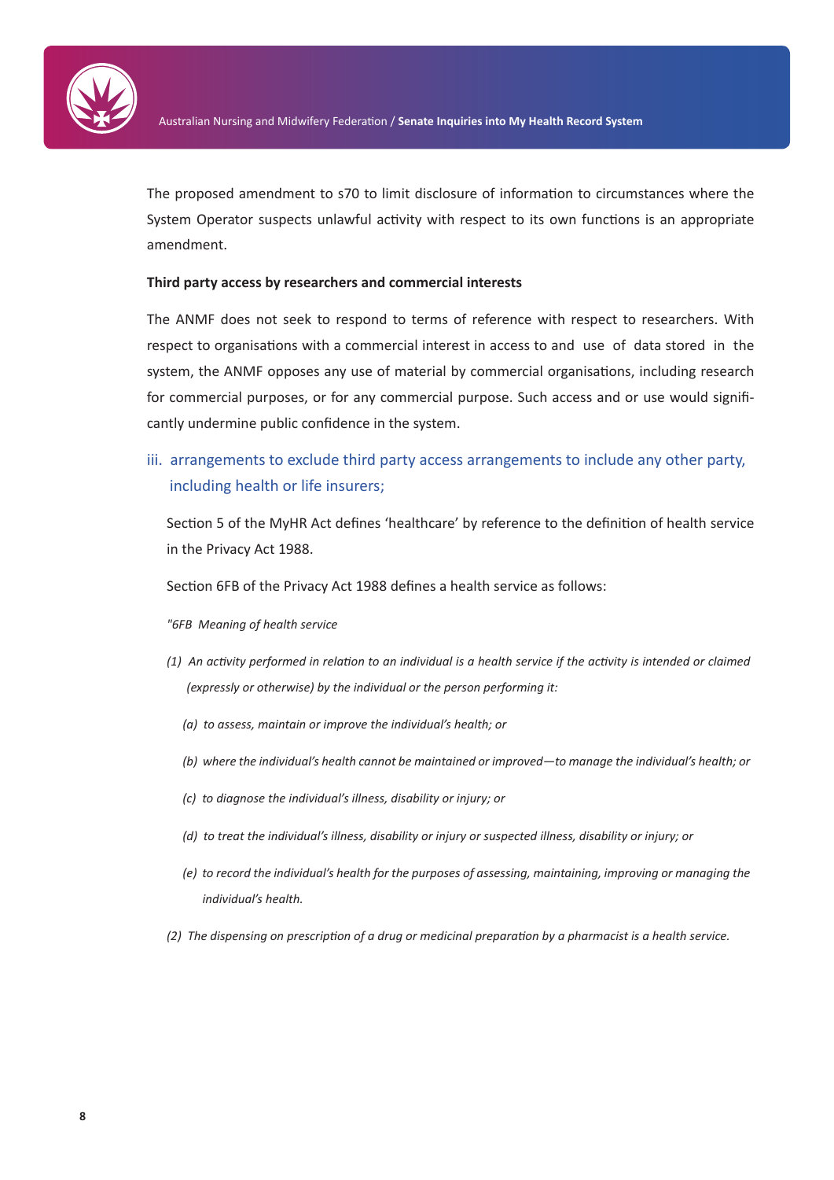The proposed amendment to s70 to limit disclosure of information to circumstances where the System Operator suspects unlawful activity with respect to its own functions is an appropriate amendment.

**Third party access by researchers and commercial interests**

The ANMF does not seek to respond to terms of reference with respect to researchers. With respect to organisations with a commercial interest in access to and use of data stored in the system, the ANMF opposes any use of material by commercial organisations, including research for commercial purposes, or for any commercial purpose. Such access and or use would significantly undermine public confidence in the system.

### iii. arrangements to exclude third party access arrangements to include any other party, including health or life insurers;

Section 5 of the MyHR Act defines 'healthcare' by reference to the definition of health service in the Privacy Act 1988.

Section 6FB of the Privacy Act 1988 defines a health service as follows:

*"6FB Meaning of health service*

*(1) An activity performed in relation to an individual is a health service if the activity is intended or claimed (expressly or otherwise) by the individual or the person performing it:*

*(a) to assess, maintain or improve the individual's health; or*

*(b) where the individual's health cannot be maintained or improved—to manage the individual's health; or*

*(c) to diagnose the individual's illness, disability or injury; or*

*(d) to treat the individual's illness, disability or injury or suspected illness, disability or injury; or*

*(e) to record the individual's health for the purposes of assessing, maintaining, improving or managing the individual's health.*

*(2) The dispensing on prescription of a drug or medicinal preparation by a pharmacist is a health service.*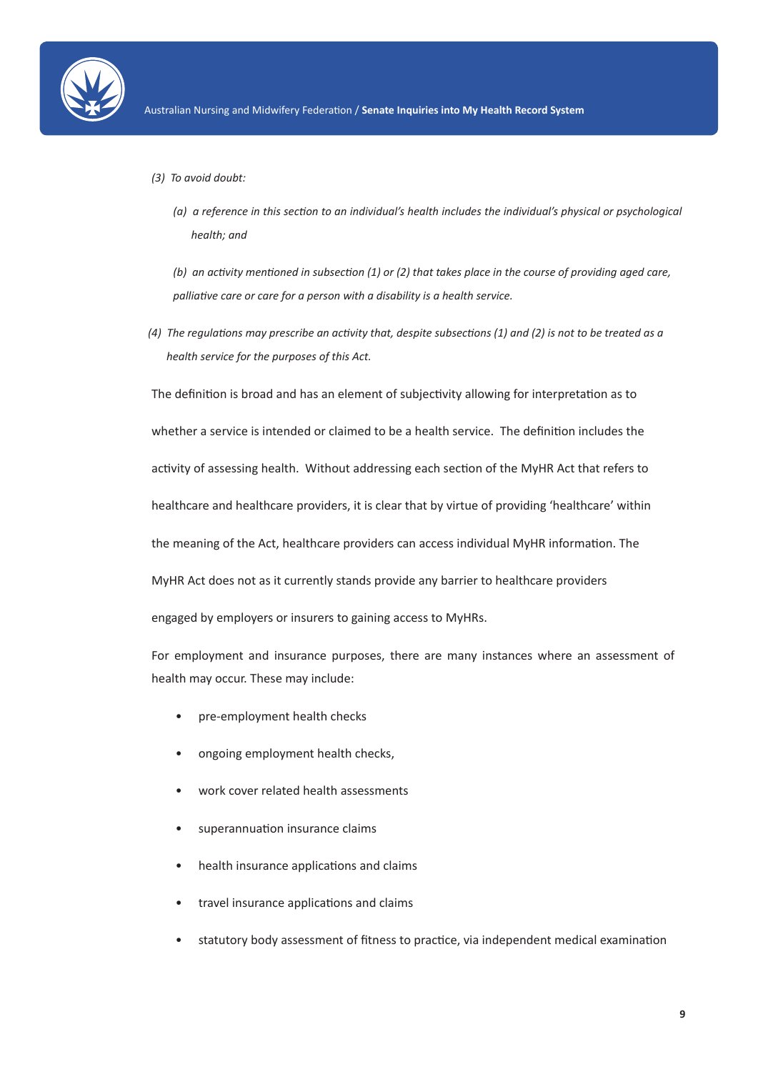*(3) To avoid doubt:*

*(a) a reference in this section to an individual's health includes the individual's physical or psychological health; and*

*(b) an activity mentioned in subsection (1) or (2) that takes place in the course of providing aged care, palliative care or care for a person with a disability is a health service.*

*(4) The regulations may prescribe an activity that, despite subsections (1) and (2) is not to be treated as a health service for the purposes of this Act.*

The definition is broad and has an element of subjectivity allowing for interpretation as to whether a service is intended or claimed to be a health service. The definition includes the activity of assessing health. Without addressing each section of the MyHR Act that refers to healthcare and healthcare providers, it is clear that by virtue of providing 'healthcare' within the meaning of the Act, healthcare providers can access individual MyHR information. The MyHR Act does not as it currently stands provide any barrier to healthcare providers engaged by employers or insurers to gaining access to MyHRs.

For employment and insurance purposes, there are many instances where an assessment of health may occur. These may include:

- pre-employment health checks
- ongoing employment health checks,
- work cover related health assessments
- superannuation insurance claims
- health insurance applications and claims
- travel insurance applications and claims
- statutory body assessment of fitness to practice, via independent medical examination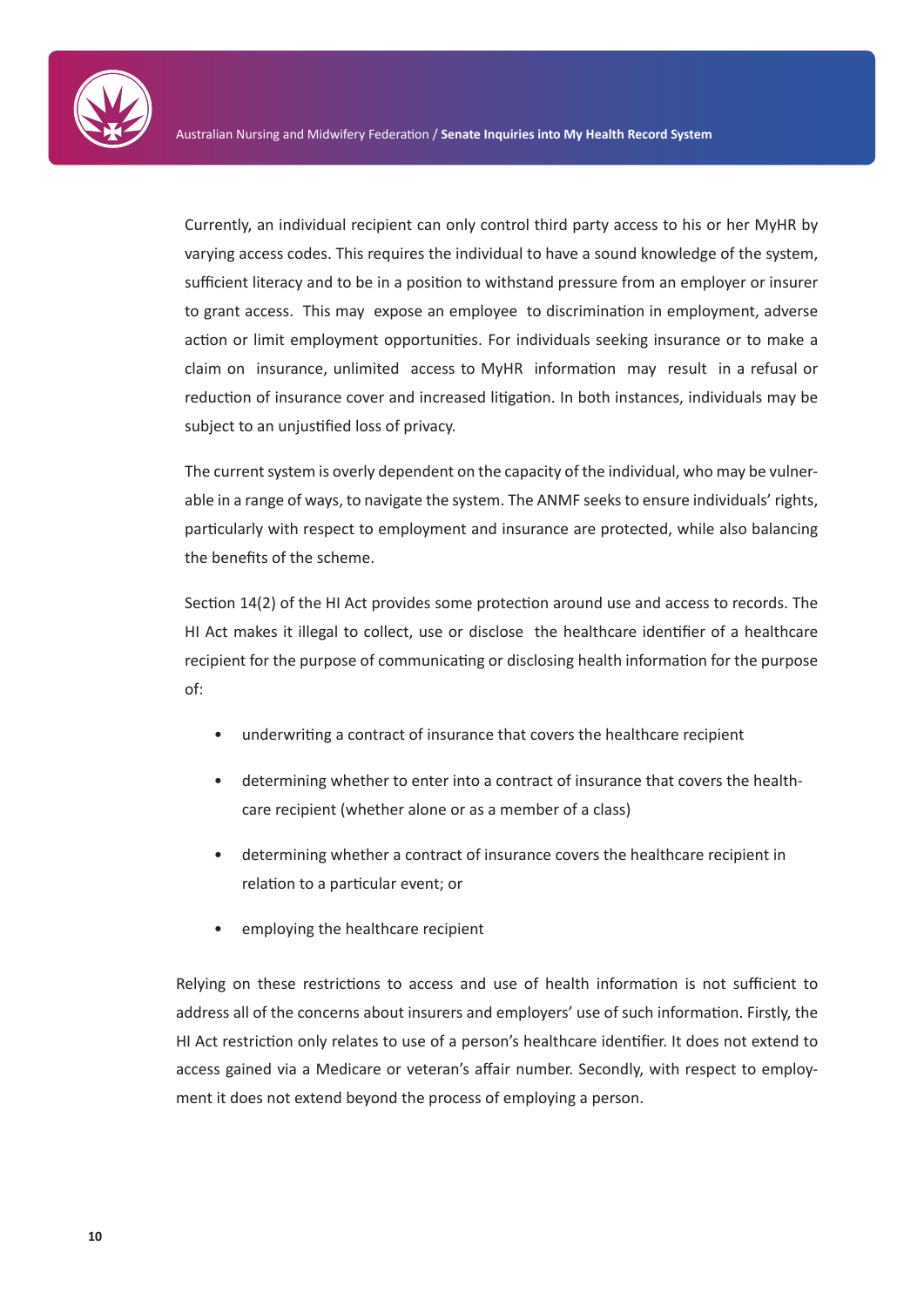Currently, an individual recipient can only control third party access to his or her MyHR by varying access codes. This requires the individual to have a sound knowledge of the system, sufficient literacy and to be in a position to withstand pressure from an employer or insurer to grant access. This may expose an employee to discrimination in employment, adverse action or limit employment opportunities. For individuals seeking insurance or to make a claim on insurance, unlimited access to MyHR information may result in a refusal or reduction of insurance cover and increased litigation. In both instances, individuals may be subject to an unjustified loss of privacy.

The current system is overly dependent on the capacity of the individual, who may be vulnerable in a range of ways, to navigate the system. The ANMF seeks to ensure individuals' rights, particularly with respect to employment and insurance are protected, while also balancing the benefits of the scheme.

Section 14(2) of the HI Act provides some protection around use and access to records. The HI Act makes it illegal to collect, use or disclose the healthcare identifier of a healthcare recipient for the purpose of communicating or disclosing health information for the purpose of:

- underwriting a contract of insurance that covers the healthcare recipient
- determining whether to enter into a contract of insurance that covers the healthcare recipient (whether alone or as a member of a class)
- determining whether a contract of insurance covers the healthcare recipient in relation to a particular event; or
- employing the healthcare recipient

Relying on these restrictions to access and use of health information is not sufficient to address all of the concerns about insurers and employers' use of such information. Firstly, the HI Act restriction only relates to use of a person's healthcare identifier. It does not extend to access gained via a Medicare or veteran's affair number. Secondly, with respect to employment it does not extend beyond the process of employing a person.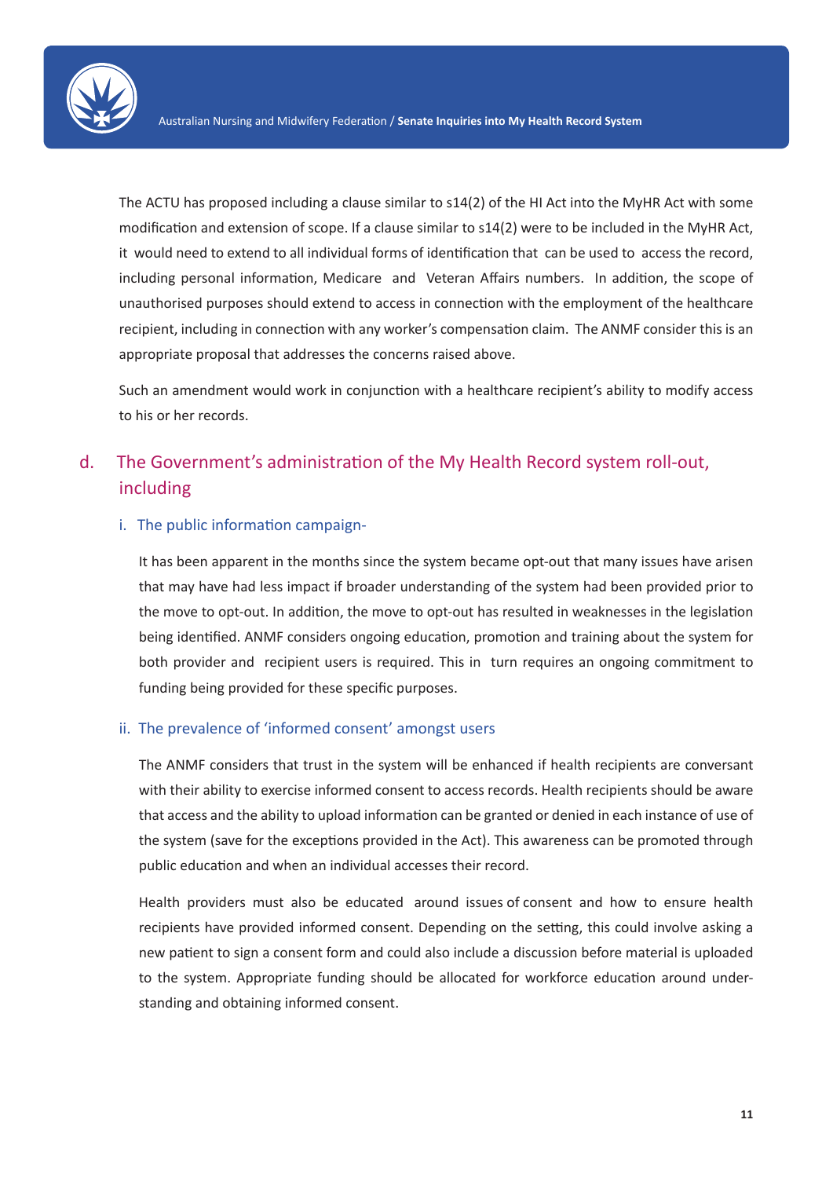The ACTU has proposed including a clause similar to s14(2) of the HI Act into the MyHR Act with some modification and extension of scope. If a clause similar to s14(2) were to be included in the MyHR Act, it would need to extend to all individual forms of identification that can be used to access the record, including personal information, Medicare and Veteran Affairs numbers. In addition, the scope of unauthorised purposes should extend to access in connection with the employment of the healthcare recipient, including in connection with any worker's compensation claim. The ANMF consider this is an appropriate proposal that addresses the concerns raised above.

Such an amendment would work in conjunction with a healthcare recipient's ability to modify access to his or her records.

## d. The Government's administration of the My Health Record system roll-out, including

### i. The public information campaign-

It has been apparent in the months since the system became opt-out that many issues have arisen that may have had less impact if broader understanding of the system had been provided prior to the move to opt-out. In addition, the move to opt-out has resulted in weaknesses in the legislation being identified. ANMF considers ongoing education, promotion and training about the system for both provider and recipient users is required. This in turn requires an ongoing commitment to funding being provided for these specific purposes.

### ii. The prevalence of 'informed consent' amongst users

The ANMF considers that trust in the system will be enhanced if health recipients are conversant with their ability to exercise informed consent to access records. Health recipients should be aware that access and the ability to upload information can be granted or denied in each instance of use of the system (save for the exceptions provided in the Act). This awareness can be promoted through public education and when an individual accesses their record.

Health providers must also be educated around issues of consent and how to ensure health recipients have provided informed consent. Depending on the setting, this could involve asking a new patient to sign a consent form and could also include a discussion before material is uploaded to the system. Appropriate funding should be allocated for workforce education around understanding and obtaining informed consent.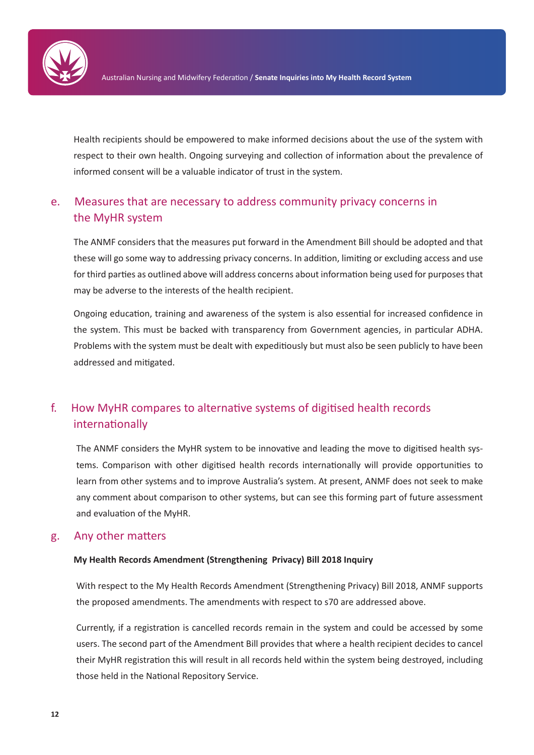Health recipients should be empowered to make informed decisions about the use of the system with respect to their own health. Ongoing surveying and collection of information about the prevalence of informed consent will be a valuable indicator of trust in the system.

## e. Measures that are necessary to address community privacy concerns in the MyHR system

The ANMF considers that the measures put forward in the Amendment Bill should be adopted and that these will go some way to addressing privacy concerns. In addition, limiting or excluding access and use for third parties as outlined above will address concerns about information being used for purposes that may be adverse to the interests of the health recipient.

Ongoing education, training and awareness of the system is also essential for increased confidence in the system. This must be backed with transparency from Government agencies, in particular ADHA. Problems with the system must be dealt with expeditiously but must also be seen publicly to have been addressed and mitigated.

## f. How MyHR compares to alternative systems of digitised health records internationally

The ANMF considers the MyHR system to be innovative and leading the move to digitised health systems. Comparison with other digitised health records internationally will provide opportunities to learn from other systems and to improve Australia's system. At present, ANMF does not seek to make any comment about comparison to other systems, but can see this forming part of future assessment and evaluation of the MyHR.

## g. Any other matters

**My Health Records Amendment (Strengthening Privacy) Bill 2018 Inquiry**

With respect to the My Health Records Amendment (Strengthening Privacy) Bill 2018, ANMF supports the proposed amendments. The amendments with respect to s70 are addressed above.

Currently, if a registration is cancelled records remain in the system and could be accessed by some users. The second part of the Amendment Bill provides that where a health recipient decides to cancel their MyHR registration this will result in all records held within the system being destroyed, including those held in the National Repository Service.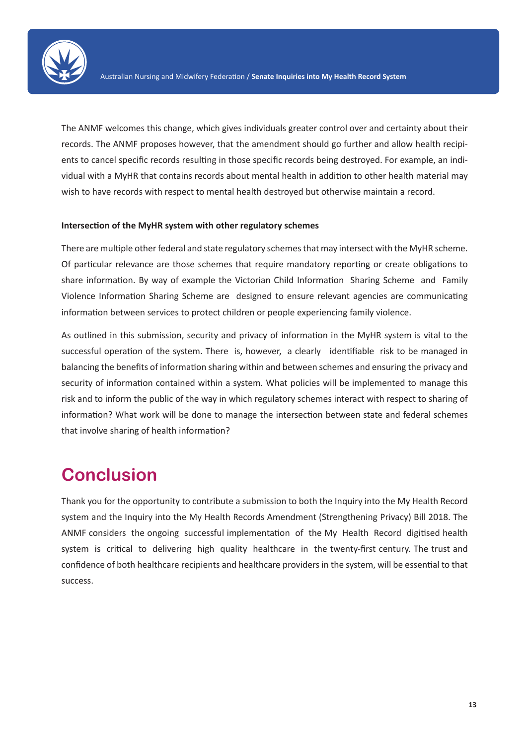The ANMF welcomes this change, which gives individuals greater control over and certainty about their records. The ANMF proposes however, that the amendment should go further and allow health recipients to cancel specific records resulting in those specific records being destroyed. For example, an individual with a MyHR that contains records about mental health in addition to other health material may wish to have records with respect to mental health destroyed but otherwise maintain a record.

**Intersection of the MyHR system with other regulatory schemes**

There are multiple other federal and state regulatory schemes that may intersect with the MyHR scheme. Of particular relevance are those schemes that require mandatory reporting or create obligations to share information. By way of example the Victorian Child Information Sharing Scheme and Family Violence Information Sharing Scheme are designed to ensure relevant agencies are communicating information between services to protect children or people experiencing family violence.

As outlined in this submission, security and privacy of information in the MyHR system is vital to the successful operation of the system. There is, however, a clearly identifiable risk to be managed in balancing the benefits of information sharing within and between schemes and ensuring the privacy and security of information contained within a system. What policies will be implemented to manage this risk and to inform the public of the way in which regulatory schemes interact with respect to sharing of information? What work will be done to manage the intersection between state and federal schemes that involve sharing of health information?

# Conclusion

Thank you for the opportunity to contribute a submission to both the Inquiry into the My Health Record system and the Inquiry into the My Health Records Amendment (Strengthening Privacy) Bill 2018. The ANMF considers the ongoing successful implementation of the My Health Record digitised health system is critical to delivering high quality healthcare in the twenty-first century. The trust and confidence of both healthcare recipients and healthcare providers in the system, will be essential to that success.